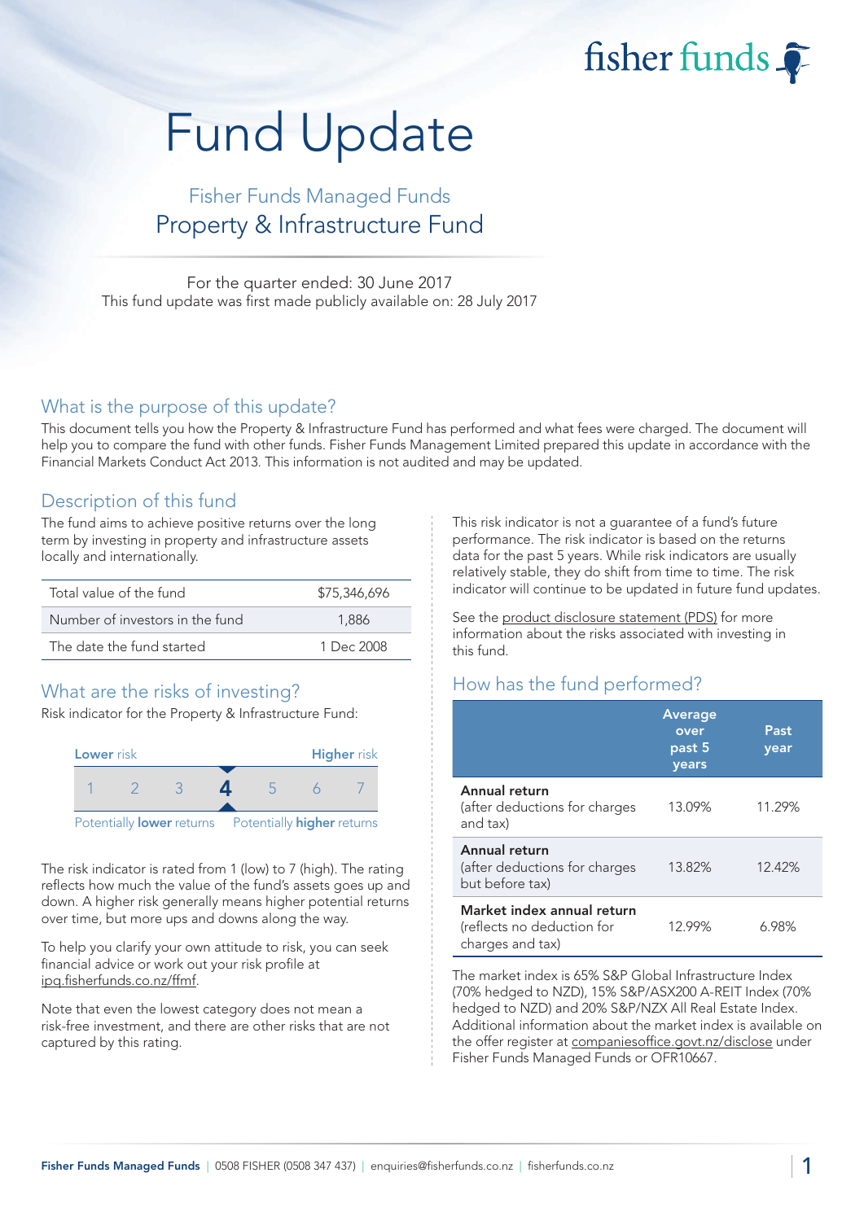# Fund Update

## Fisher Funds Managed Funds
## Property & Infrastructure Fund

For the quarter ended: 30 June 2017
This fund update was first made publicly available on: 28 July 2017

## What is the purpose of this update?

This document tells you how the Property & Infrastructure Fund has performed and what fees were charged. The document will help you to compare the fund with other funds. Fisher Funds Management Limited prepared this update in accordance with the Financial Markets Conduct Act 2013. This information is not audited and may be updated.

## Description of this fund

The fund aims to achieve positive returns over the long term by investing in property and infrastructure assets locally and internationally.

| | |
|---|---|
| Total value of the fund | $75,346,696 |
| Number of investors in the fund | 1,886 |
| The date the fund started | 1 Dec 2008 |

## What are the risks of investing?

Risk indicator for the Property & Infrastructure Fund:

**Lower** risk — **Higher** risk

1 2 3 **4** 5 6 7

Potentially **lower** returns — Potentially **higher** returns

The risk indicator is rated from 1 (low) to 7 (high). The rating reflects how much the value of the fund's assets goes up and down. A higher risk generally means higher potential returns over time, but more ups and downs along the way.

To help you clarify your own attitude to risk, you can seek financial advice or work out your risk profile at ipq.fisherfunds.co.nz/ffmf.

Note that even the lowest category does not mean a risk-free investment, and there are other risks that are not captured by this rating.

This risk indicator is not a guarantee of a fund's future performance. The risk indicator is based on the returns data for the past 5 years. While risk indicators are usually relatively stable, they do shift from time to time. The risk indicator will continue to be updated in future fund updates.

See the product disclosure statement (PDS) for more information about the risks associated with investing in this fund.

## How has the fund performed?

| | Average over past 5 years | Past year |
|---|---|---|
| **Annual return** (after deductions for charges and tax) | 13.09% | 11.29% |
| **Annual return** (after deductions for charges but before tax) | 13.82% | 12.42% |
| **Market index annual return** (reflects no deduction for charges and tax) | 12.99% | 6.98% |

The market index is 65% S&P Global Infrastructure Index (70% hedged to NZD), 15% S&P/ASX200 A-REIT Index (70% hedged to NZD) and 20% S&P/NZX All Real Estate Index. Additional information about the market index is available on the offer register at companiesoffice.govt.nz/disclose under Fisher Funds Managed Funds or OFR10667.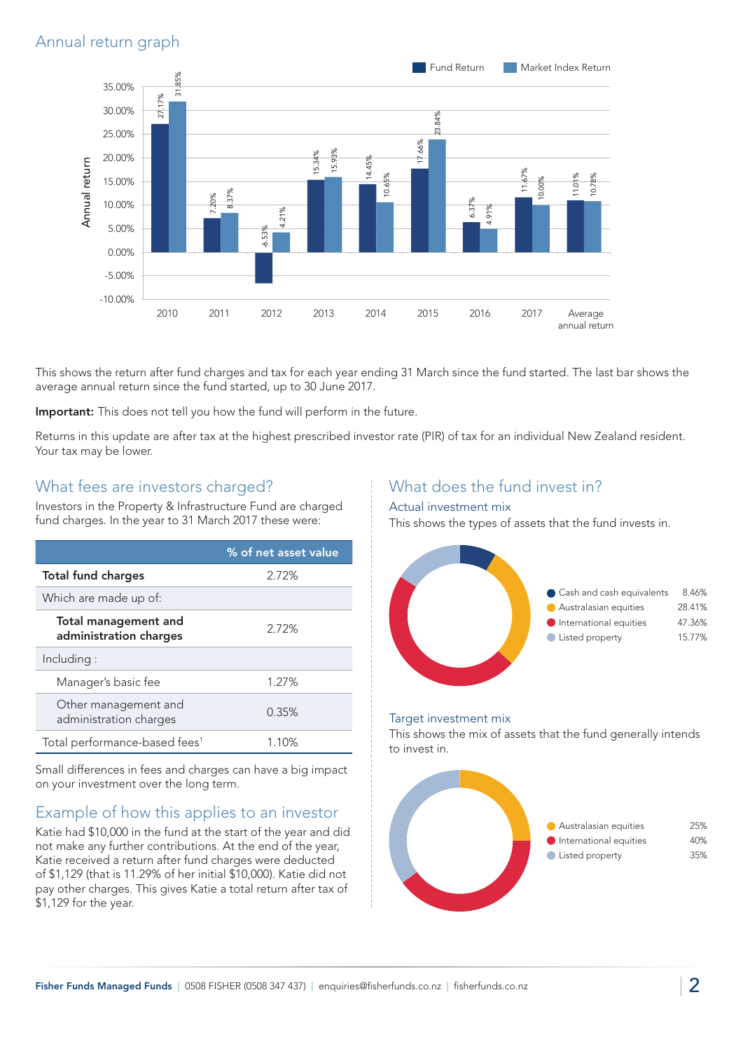## Annual return graph

| Year | Fund Return | Market Index Return |
|---|---|---|
| 2010 | 27.17% | 31.85% |
| 2011 | 7.20% | 8.37% |
| 2012 | -6.53% | 4.21% |
| 2013 | 15.34% | 15.93% |
| 2014 | 14.45% | 10.65% |
| 2015 | 17.66% | 23.84% |
| 2016 | 6.37% | 4.91% |
| 2017 | 11.67% | 10.00% |
| Average annual return | 11.01% | 10.78% |

This shows the return after fund charges and tax for each year ending 31 March since the fund started. The last bar shows the average annual return since the fund started, up to 30 June 2017.

**Important:** This does not tell you how the fund will perform in the future.

Returns in this update are after tax at the highest prescribed investor rate (PIR) of tax for an individual New Zealand resident. Your tax may be lower.

## What fees are investors charged?

Investors in the Property & Infrastructure Fund are charged fund charges. In the year to 31 March 2017 these were:

| | % of net asset value |
|---|---|
| **Total fund charges** | 2.72% |
| Which are made up of: | |
| **Total management and administration charges** | 2.72% |
| Including : | |
| Manager's basic fee | 1.27% |
| Other management and administration charges | 0.35% |
| Total performance-based fees[1] | 1.10% |

Small differences in fees and charges can have a big impact on your investment over the long term.

## Example of how this applies to an investor

Katie had $10,000 in the fund at the start of the year and did not make any further contributions. At the end of the year, Katie received a return after fund charges were deducted of $1,129 (that is 11.29% of her initial $10,000). Katie did not pay other charges. This gives Katie a total return after tax of $1,129 for the year.

## What does the fund invest in?

### Actual investment mix

This shows the types of assets that the fund invests in.

| Asset | % |
|---|---|
| Cash and cash equivalents | 8.46% |
| Australasian equities | 28.41% |
| International equities | 47.36% |
| Listed property | 15.77% |

### Target investment mix

This shows the mix of assets that the fund generally intends to invest in.

| Asset | % |
|---|---|
| Australasian equities | 25% |
| International equities | 40% |
| Listed property | 35% |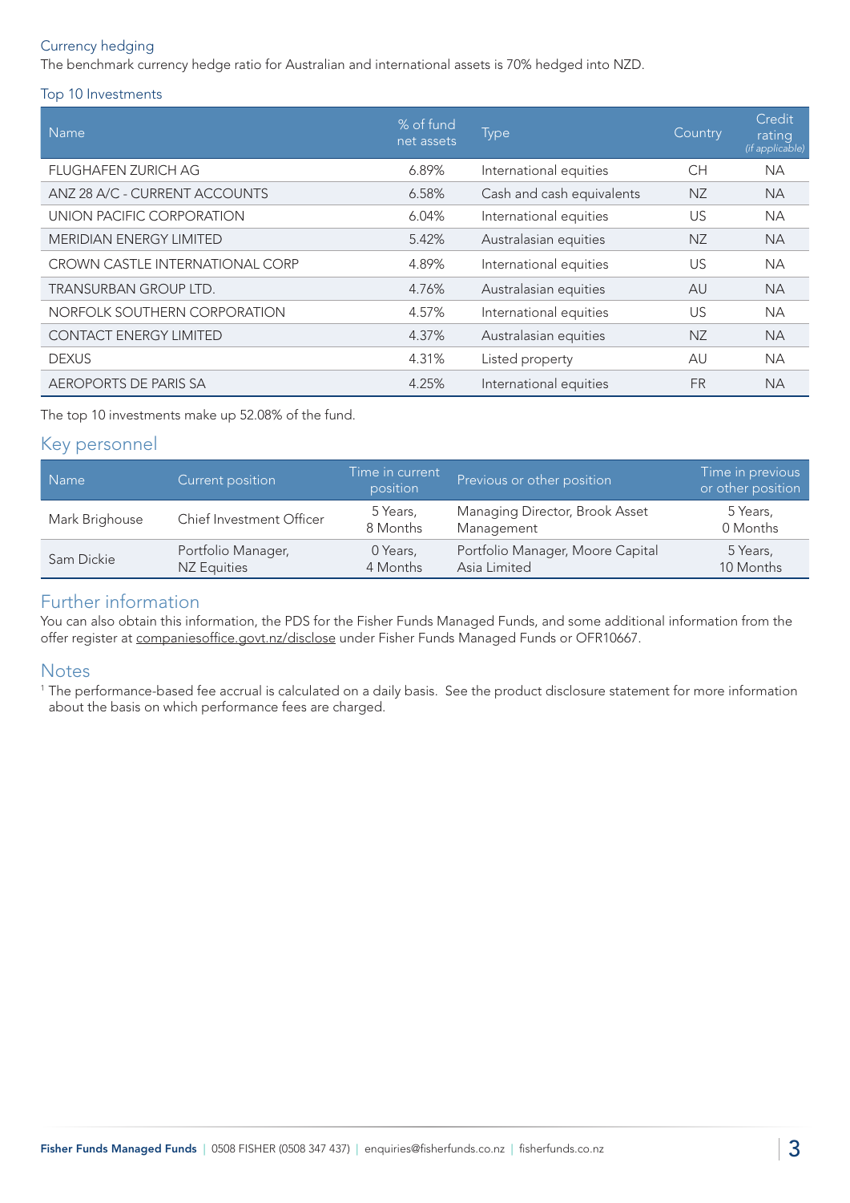### Currency hedging

The benchmark currency hedge ratio for Australian and international assets is 70% hedged into NZD.

### Top 10 Investments

| Name | % of fund net assets | Type | Country | Credit rating *(if applicable)* |
|---|---|---|---|---|
| FLUGHAFEN ZURICH AG | 6.89% | International equities | CH | NA |
| ANZ 28 A/C - CURRENT ACCOUNTS | 6.58% | Cash and cash equivalents | NZ | NA |
| UNION PACIFIC CORPORATION | 6.04% | International equities | US | NA |
| MERIDIAN ENERGY LIMITED | 5.42% | Australasian equities | NZ | NA |
| CROWN CASTLE INTERNATIONAL CORP | 4.89% | International equities | US | NA |
| TRANSURBAN GROUP LTD. | 4.76% | Australasian equities | AU | NA |
| NORFOLK SOUTHERN CORPORATION | 4.57% | International equities | US | NA |
| CONTACT ENERGY LIMITED | 4.37% | Australasian equities | NZ | NA |
| DEXUS | 4.31% | Listed property | AU | NA |
| AEROPORTS DE PARIS SA | 4.25% | International equities | FR | NA |

The top 10 investments make up 52.08% of the fund.

## Key personnel

| Name | Current position | Time in current position | Previous or other position | Time in previous or other position |
|---|---|---|---|---|
| Mark Brighouse | Chief Investment Officer | 5 Years, 8 Months | Managing Director, Brook Asset Management | 5 Years, 0 Months |
| Sam Dickie | Portfolio Manager, NZ Equities | 0 Years, 4 Months | Portfolio Manager, Moore Capital Asia Limited | 5 Years, 10 Months |

## Further information

You can also obtain this information, the PDS for the Fisher Funds Managed Funds, and some additional information from the offer register at companiesoffice.govt.nz/disclose under Fisher Funds Managed Funds or OFR10667.

## Notes

[1] The performance-based fee accrual is calculated on a daily basis. See the product disclosure statement for more information about the basis on which performance fees are charged.